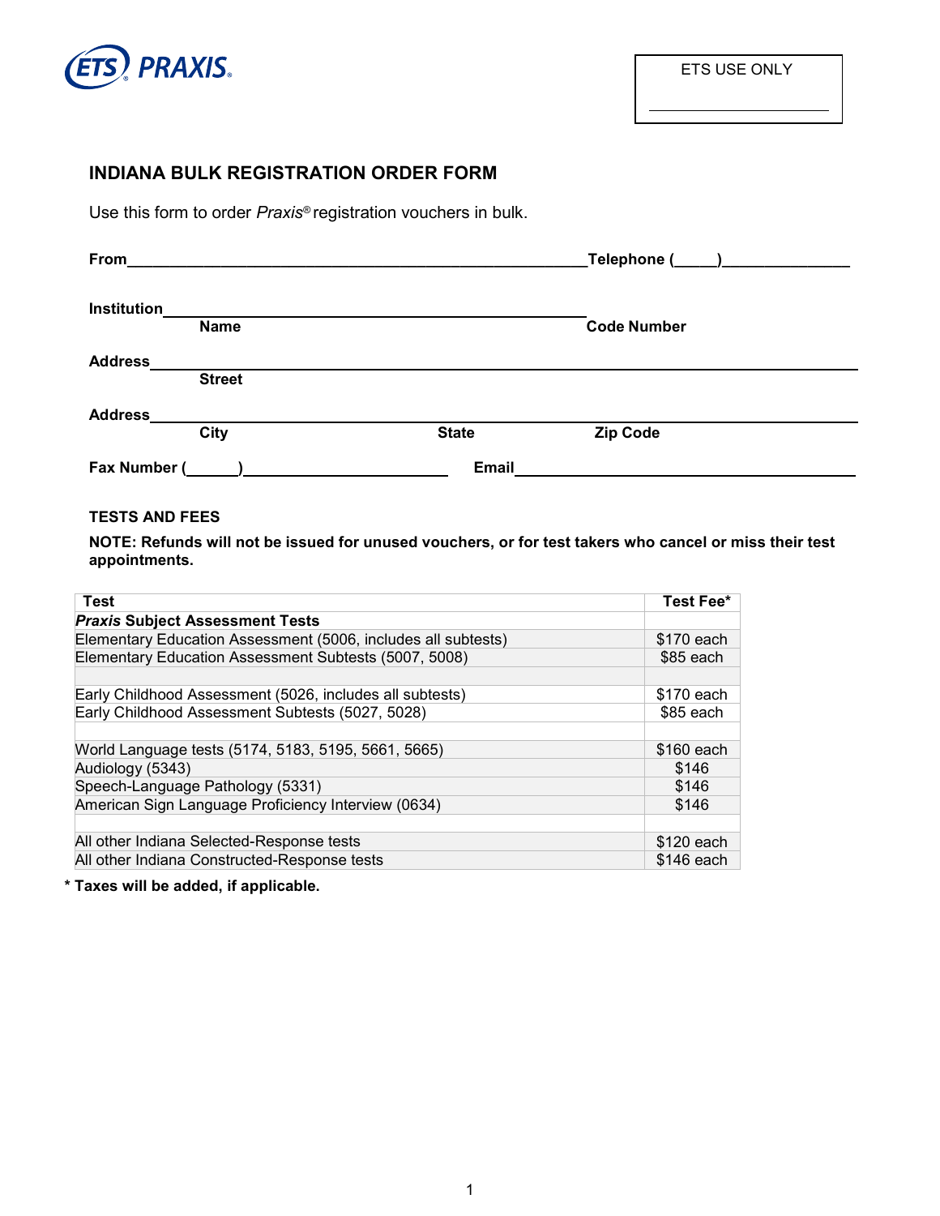ETS PRAXIS

ETS USE ONLY

______________________

## INDIANA BULK REGISTRATION ORDER FORM

Use this form to order *Praxis®* registration vouchers in bulk.

**From**_______________________________________________________**Telephone (_____)**_______________

**Institution**_____________________________________________
**Name** **Code Number**

**Address**________________________________________________________________________
**Street**

**Address**________________________________________________________________________
**City** **State** **Zip Code**

**Fax Number (______)**_______________________ **Email**________________________________________

**TESTS AND FEES**

**NOTE: Refunds will not be issued for unused vouchers, or for test takers who cancel or miss their test appointments.**

| Test | Test Fee* |
|---|---|
| ***Praxis* Subject Assessment Tests** | |
| Elementary Education Assessment (5006, includes all subtests) | $170 each |
| Elementary Education Assessment Subtests (5007, 5008) | $85 each |
| | |
| Early Childhood Assessment (5026, includes all subtests) | $170 each |
| Early Childhood Assessment Subtests (5027, 5028) | $85 each |
| | |
| World Language tests (5174, 5183, 5195, 5661, 5665) | $160 each |
| Audiology (5343) | $146 |
| Speech-Language Pathology (5331) | $146 |
| American Sign Language Proficiency Interview (0634) | $146 |
| | |
| All other Indiana Selected-Response tests | $120 each |
| All other Indiana Constructed-Response tests | $146 each |

**\* Taxes will be added, if applicable.**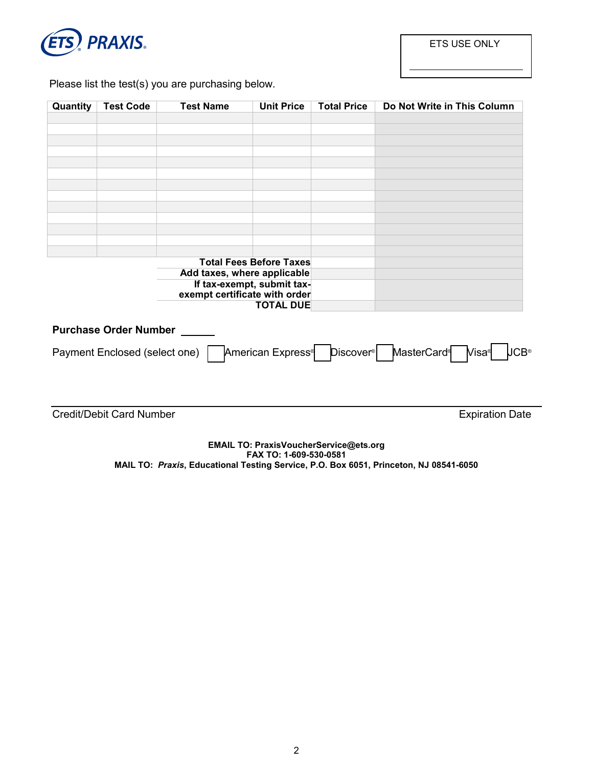ETS USE ONLY

Please list the test(s) you are purchasing below.

| Quantity | Test Code | Test Name | Unit Price | Total Price | Do Not Write in This Column |
|---|---|---|---|---|---|
| | | | | | |
| | | | | | |
| | | | | | |
| | | | | | |
| | | | | | |
| | | | | | |
| | | | | | |
| | | | | | |
| | | | | | |
| | | | | | |
| | | | | | |
| | | | | | |
| | | | | | |
| | | **Total Fees Before Taxes** | | | |
| | | **Add taxes, where applicable** | | | |
| | | **If tax-exempt, submit tax-exempt certificate with order** | | | |
| | | **TOTAL DUE** | | | |

**Purchase Order Number** ______

Payment Enclosed (select one) ☐ American Express® ☐ Discover® ☐ MasterCard® ☐ Visa® ☐ JCB®

Credit/Debit Card Number Expiration Date

**EMAIL TO: PraxisVoucherService@ets.org**
**FAX TO: 1-609-530-0581**
**MAIL TO: *Praxis*, Educational Testing Service, P.O. Box 6051, Princeton, NJ 08541-6050**